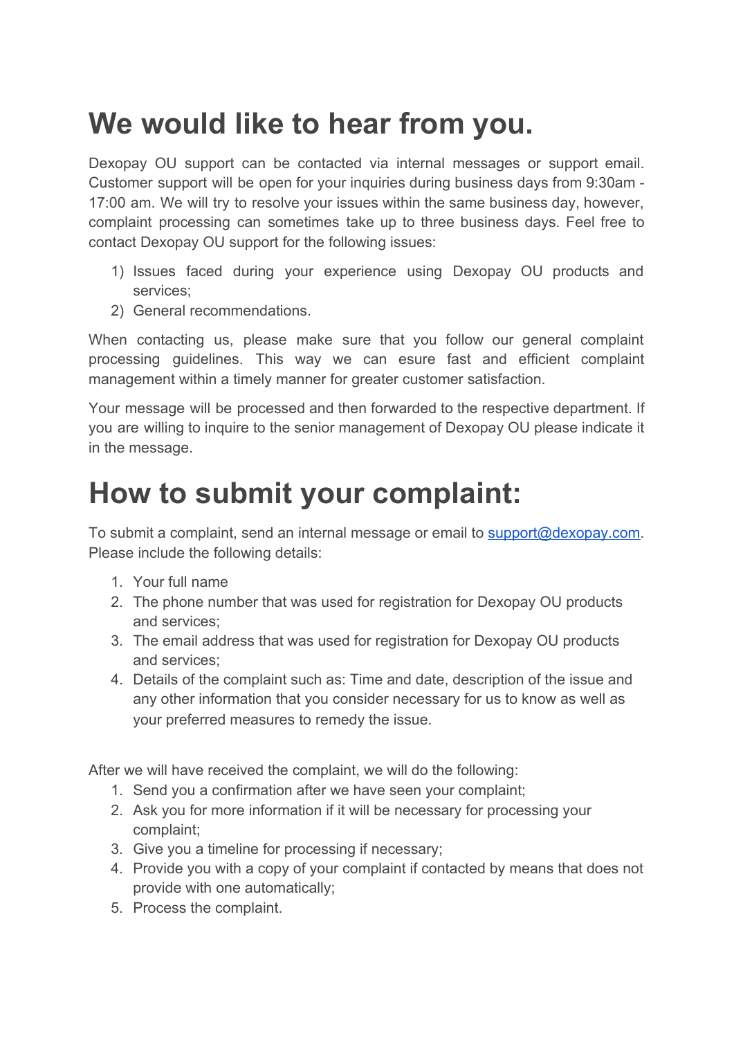# We would like to hear from you.

Dexopay OU support can be contacted via internal messages or support email. Customer support will be open for your inquiries during business days from 9:30am - 17:00 am. We will try to resolve your issues within the same business day, however, complaint processing can sometimes take up to three business days. Feel free to contact Dexopay OU support for the following issues:

1) Issues faced during your experience using Dexopay OU products and services;
2) General recommendations.

When contacting us, please make sure that you follow our general complaint processing guidelines. This way we can esure fast and efficient complaint management within a timely manner for greater customer satisfaction.

Your message will be processed and then forwarded to the respective department. If you are willing to inquire to the senior management of Dexopay OU please indicate it in the message.

# How to submit your complaint:

To submit a complaint, send an internal message or email to support@dexopay.com. Please include the following details:

1. Your full name
2. The phone number that was used for registration for Dexopay OU products and services;
3. The email address that was used for registration for Dexopay OU products and services;
4. Details of the complaint such as: Time and date, description of the issue and any other information that you consider necessary for us to know as well as your preferred measures to remedy the issue.

After we will have received the complaint, we will do the following:

1. Send you a confirmation after we have seen your complaint;
2. Ask you for more information if it will be necessary for processing your complaint;
3. Give you a timeline for processing if necessary;
4. Provide you with a copy of your complaint if contacted by means that does not provide with one automatically;
5. Process the complaint.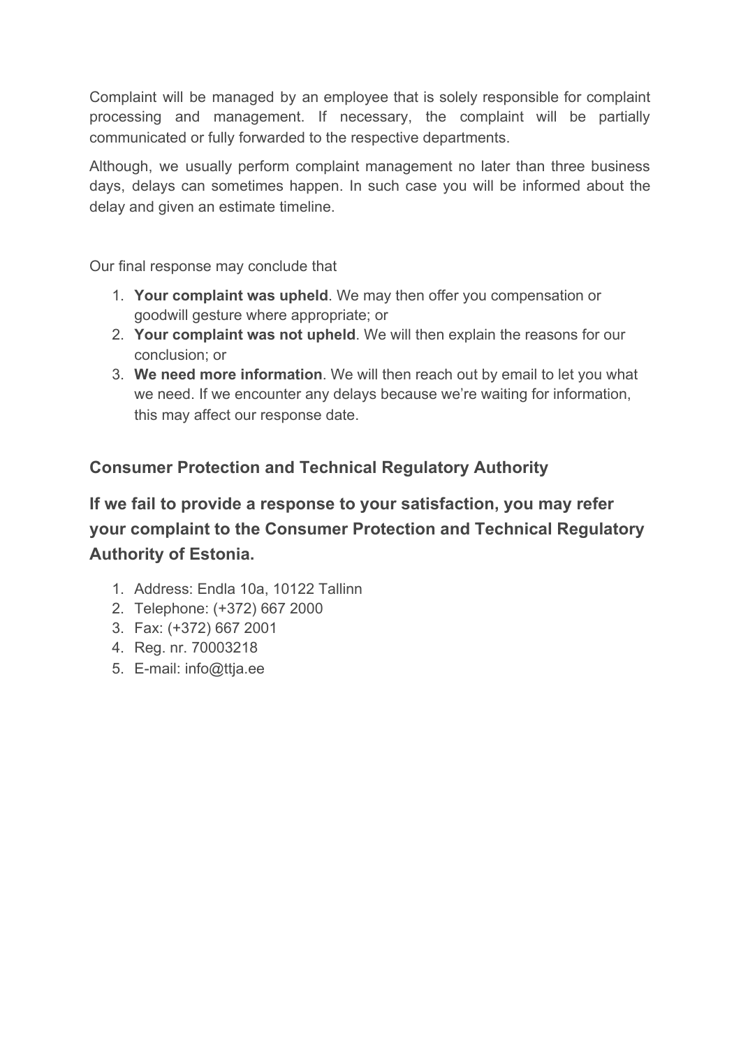Complaint will be managed by an employee that is solely responsible for complaint processing and management. If necessary, the complaint will be partially communicated or fully forwarded to the respective departments.

Although, we usually perform complaint management no later than three business days, delays can sometimes happen. In such case you will be informed about the delay and given an estimate timeline.

Our final response may conclude that

1. **Your complaint was upheld**. We may then offer you compensation or goodwill gesture where appropriate; or
2. **Your complaint was not upheld**. We will then explain the reasons for our conclusion; or
3. **We need more information**. We will then reach out by email to let you what we need. If we encounter any delays because we're waiting for information, this may affect our response date.

### Consumer Protection and Technical Regulatory Authority

## If we fail to provide a response to your satisfaction, you may refer your complaint to the Consumer Protection and Technical Regulatory Authority of Estonia.

1. Address: Endla 10a, 10122 Tallinn
2. Telephone: (+372) 667 2000
3. Fax: (+372) 667 2001
4. Reg. nr. 70003218
5. E-mail: info@ttja.ee